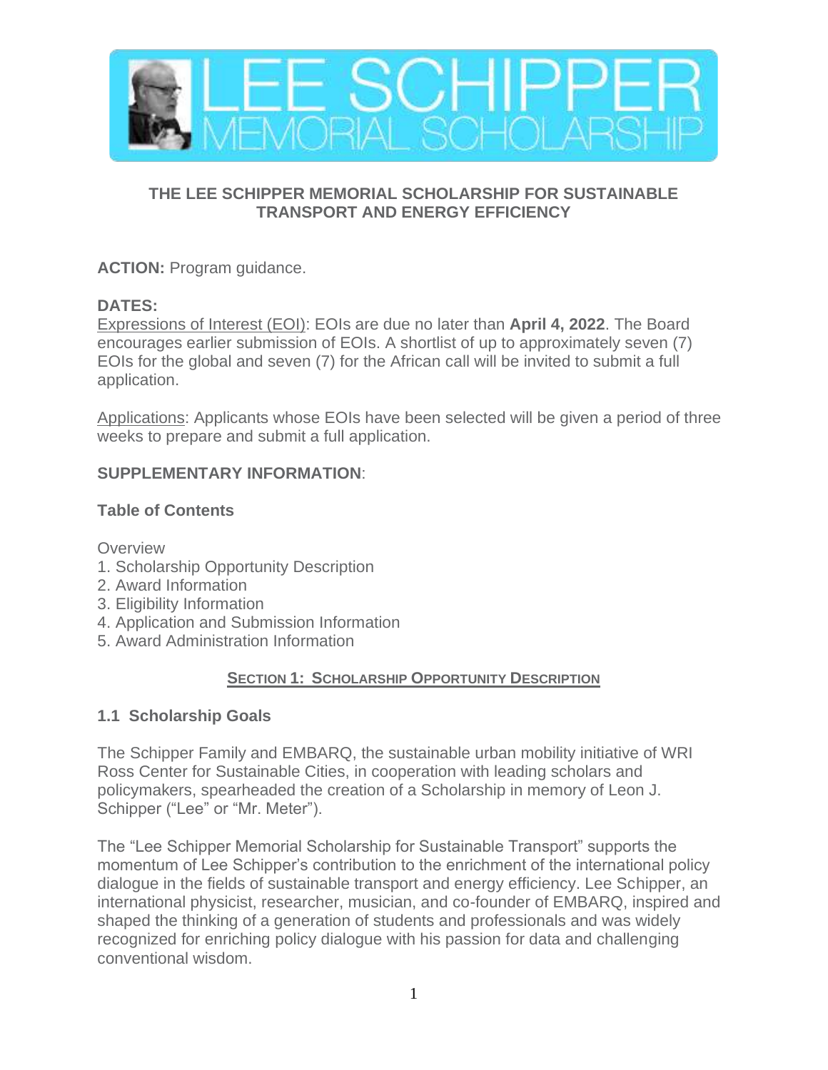# THE LEE SCHIPPER MEMORIAL SCHOLARSHIP FOR SUSTAINABLE TRANSPORT AND ENERGY EFFICIENCY

**ACTION:** Program guidance.

**DATES:**

Expressions of Interest (EOI): EOIs are due no later than **April 4, 2022**. The Board encourages earlier submission of EOIs. A shortlist of up to approximately seven (7) EOIs for the global and seven (7) for the African call will be invited to submit a full application.

Applications: Applicants whose EOIs have been selected will be given a period of three weeks to prepare and submit a full application.

**SUPPLEMENTARY INFORMATION**:

**Table of Contents**

Overview
1. Scholarship Opportunity Description
2. Award Information
3. Eligibility Information
4. Application and Submission Information
5. Award Administration Information

## SECTION 1: SCHOLARSHIP OPPORTUNITY DESCRIPTION

### 1.1 Scholarship Goals

The Schipper Family and EMBARQ, the sustainable urban mobility initiative of WRI Ross Center for Sustainable Cities, in cooperation with leading scholars and policymakers, spearheaded the creation of a Scholarship in memory of Leon J. Schipper ("Lee" or "Mr. Meter").

The "Lee Schipper Memorial Scholarship for Sustainable Transport" supports the momentum of Lee Schipper's contribution to the enrichment of the international policy dialogue in the fields of sustainable transport and energy efficiency. Lee Schipper, an international physicist, researcher, musician, and co-founder of EMBARQ, inspired and shaped the thinking of a generation of students and professionals and was widely recognized for enriching policy dialogue with his passion for data and challenging conventional wisdom.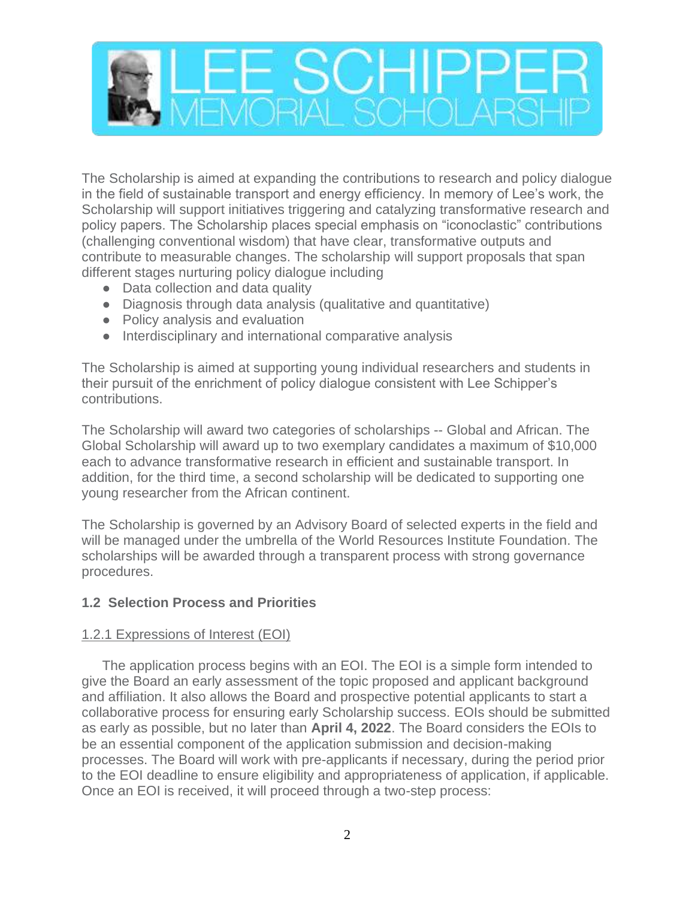The Scholarship is aimed at expanding the contributions to research and policy dialogue in the field of sustainable transport and energy efficiency. In memory of Lee's work, the Scholarship will support initiatives triggering and catalyzing transformative research and policy papers. The Scholarship places special emphasis on "iconoclastic" contributions (challenging conventional wisdom) that have clear, transformative outputs and contribute to measurable changes. The scholarship will support proposals that span different stages nurturing policy dialogue including

- Data collection and data quality
- Diagnosis through data analysis (qualitative and quantitative)
- Policy analysis and evaluation
- Interdisciplinary and international comparative analysis

The Scholarship is aimed at supporting young individual researchers and students in their pursuit of the enrichment of policy dialogue consistent with Lee Schipper's contributions.

The Scholarship will award two categories of scholarships -- Global and African. The Global Scholarship will award up to two exemplary candidates a maximum of $10,000 each to advance transformative research in efficient and sustainable transport. In addition, for the third time, a second scholarship will be dedicated to supporting one young researcher from the African continent.

The Scholarship is governed by an Advisory Board of selected experts in the field and will be managed under the umbrella of the World Resources Institute Foundation. The scholarships will be awarded through a transparent process with strong governance procedures.

### 1.2 Selection Process and Priorities

#### 1.2.1 Expressions of Interest (EOI)

The application process begins with an EOI. The EOI is a simple form intended to give the Board an early assessment of the topic proposed and applicant background and affiliation. It also allows the Board and prospective potential applicants to start a collaborative process for ensuring early Scholarship success. EOIs should be submitted as early as possible, but no later than **April 4, 2022**. The Board considers the EOIs to be an essential component of the application submission and decision-making processes. The Board will work with pre-applicants if necessary, during the period prior to the EOI deadline to ensure eligibility and appropriateness of application, if applicable. Once an EOI is received, it will proceed through a two-step process: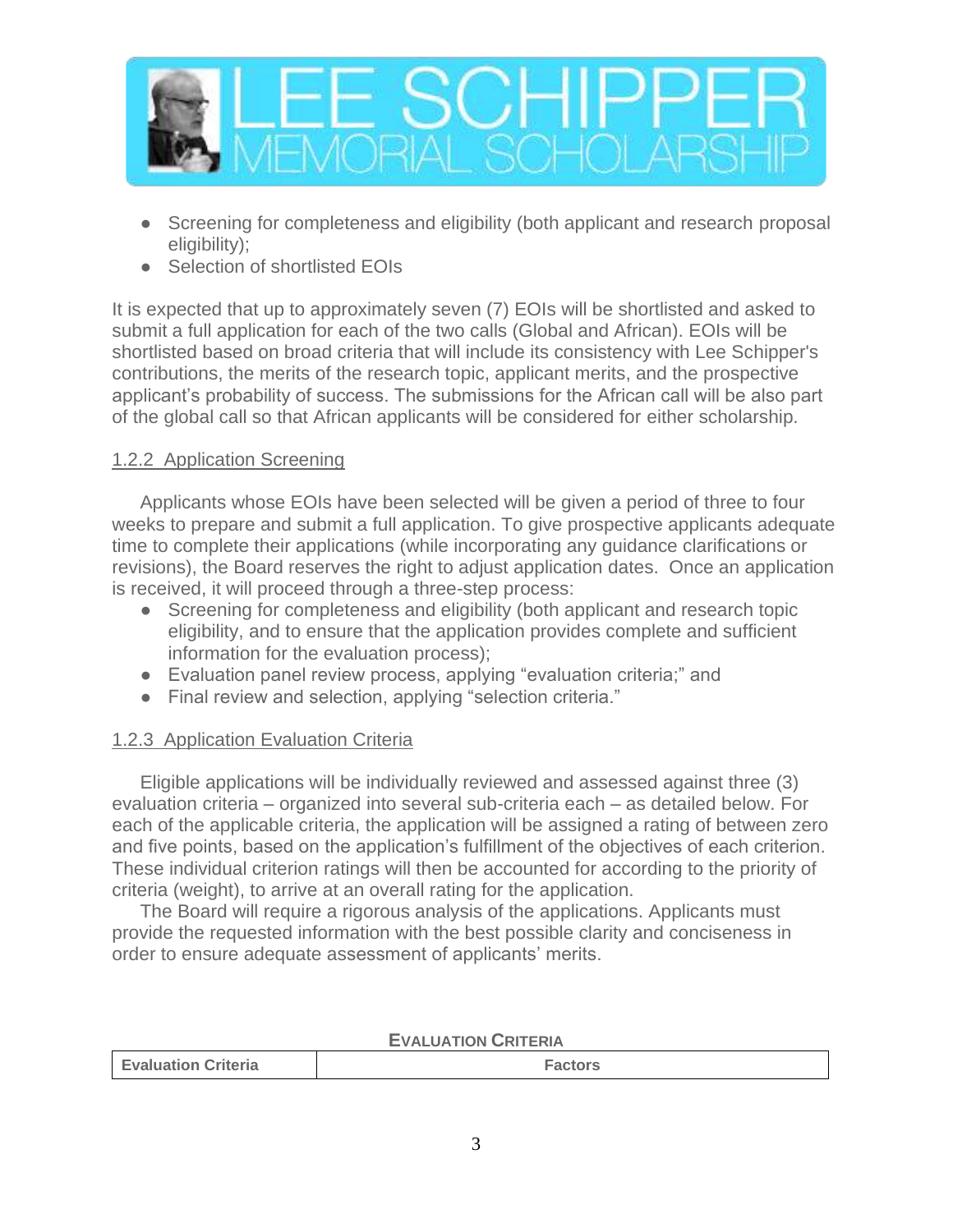- Screening for completeness and eligibility (both applicant and research proposal eligibility);
- Selection of shortlisted EOIs

It is expected that up to approximately seven (7) EOIs will be shortlisted and asked to submit a full application for each of the two calls (Global and African). EOIs will be shortlisted based on broad criteria that will include its consistency with Lee Schipper's contributions, the merits of the research topic, applicant merits, and the prospective applicant's probability of success. The submissions for the African call will be also part of the global call so that African applicants will be considered for either scholarship.

### 1.2.2 Application Screening

Applicants whose EOIs have been selected will be given a period of three to four weeks to prepare and submit a full application. To give prospective applicants adequate time to complete their applications (while incorporating any guidance clarifications or revisions), the Board reserves the right to adjust application dates. Once an application is received, it will proceed through a three-step process:

- Screening for completeness and eligibility (both applicant and research topic eligibility, and to ensure that the application provides complete and sufficient information for the evaluation process);
- Evaluation panel review process, applying "evaluation criteria;" and
- Final review and selection, applying "selection criteria."

### 1.2.3 Application Evaluation Criteria

Eligible applications will be individually reviewed and assessed against three (3) evaluation criteria – organized into several sub-criteria each – as detailed below. For each of the applicable criteria, the application will be assigned a rating of between zero and five points, based on the application's fulfillment of the objectives of each criterion. These individual criterion ratings will then be accounted for according to the priority of criteria (weight), to arrive at an overall rating for the application.

The Board will require a rigorous analysis of the applications. Applicants must provide the requested information with the best possible clarity and conciseness in order to ensure adequate assessment of applicants' merits.

**EVALUATION CRITERIA**

| Evaluation Criteria | Factors |
|---|---|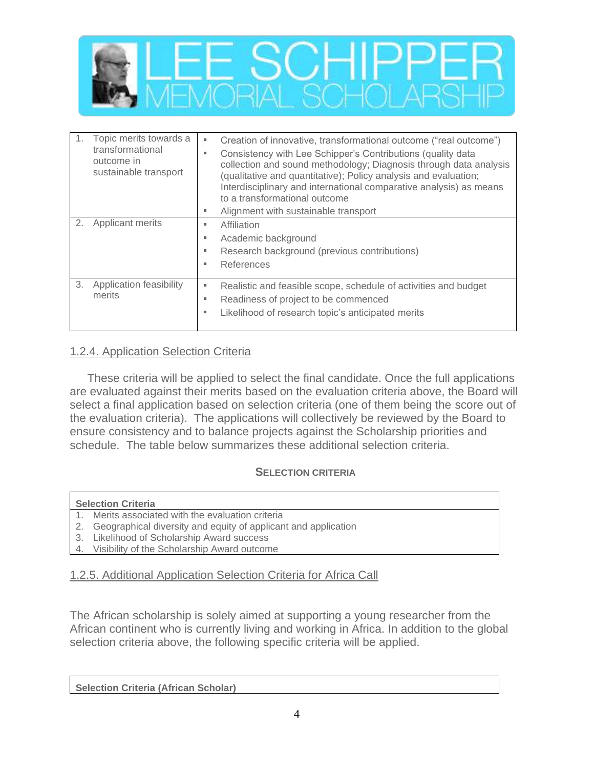| | |
|---|---|
| 1. Topic merits towards a transformational outcome in sustainable transport | ▪ Creation of innovative, transformational outcome ("real outcome")<br>▪ Consistency with Lee Schipper's Contributions (quality data collection and sound methodology; Diagnosis through data analysis (qualitative and quantitative); Policy analysis and evaluation; Interdisciplinary and international comparative analysis) as means to a transformational outcome<br>▪ Alignment with sustainable transport |
| 2. Applicant merits | ▪ Affiliation<br>▪ Academic background<br>▪ Research background (previous contributions)<br>▪ References |
| 3. Application feasibility merits | ▪ Realistic and feasible scope, schedule of activities and budget<br>▪ Readiness of project to be commenced<br>▪ Likelihood of research topic's anticipated merits |

### 1.2.4. Application Selection Criteria

These criteria will be applied to select the final candidate. Once the full applications are evaluated against their merits based on the evaluation criteria above, the Board will select a final application based on selection criteria (one of them being the score out of the evaluation criteria). The applications will collectively be reviewed by the Board to ensure consistency and to balance projects against the Scholarship priorities and schedule. The table below summarizes these additional selection criteria.

**SELECTION CRITERIA**

| Selection Criteria |
|---|
| 1. Merits associated with the evaluation criteria |
| 2. Geographical diversity and equity of applicant and application |
| 3. Likelihood of Scholarship Award success |
| 4. Visibility of the Scholarship Award outcome |

### 1.2.5. Additional Application Selection Criteria for Africa Call

The African scholarship is solely aimed at supporting a young researcher from the African continent who is currently living and working in Africa. In addition to the global selection criteria above, the following specific criteria will be applied.

| Selection Criteria (African Scholar) |
|---|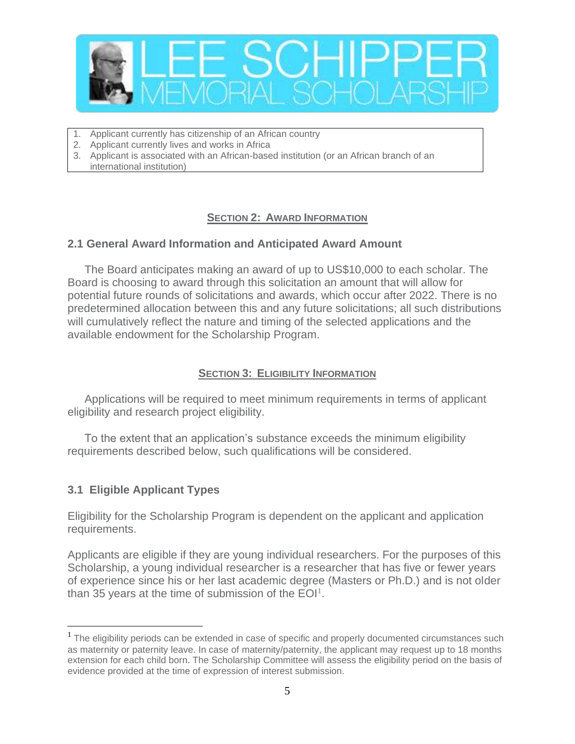1. Applicant currently has citizenship of an African country
2. Applicant currently lives and works in Africa
3. Applicant is associated with an African-based institution (or an African branch of an international institution)

## SECTION 2: AWARD INFORMATION

### 2.1 General Award Information and Anticipated Award Amount

The Board anticipates making an award of up to US$10,000 to each scholar. The Board is choosing to award through this solicitation an amount that will allow for potential future rounds of solicitations and awards, which occur after 2022. There is no predetermined allocation between this and any future solicitations; all such distributions will cumulatively reflect the nature and timing of the selected applications and the available endowment for the Scholarship Program.

## SECTION 3: ELIGIBILITY INFORMATION

Applications will be required to meet minimum requirements in terms of applicant eligibility and research project eligibility.

To the extent that an application's substance exceeds the minimum eligibility requirements described below, such qualifications will be considered.

### 3.1 Eligible Applicant Types

Eligibility for the Scholarship Program is dependent on the applicant and application requirements.

Applicants are eligible if they are young individual researchers. For the purposes of this Scholarship, a young individual researcher is a researcher that has five or fewer years of experience since his or her last academic degree (Masters or Ph.D.) and is not older than 35 years at the time of submission of the EOI[1].

[1] The eligibility periods can be extended in case of specific and properly documented circumstances such as maternity or paternity leave. In case of maternity/paternity, the applicant may request up to 18 months extension for each child born. The Scholarship Committee will assess the eligibility period on the basis of evidence provided at the time of expression of interest submission.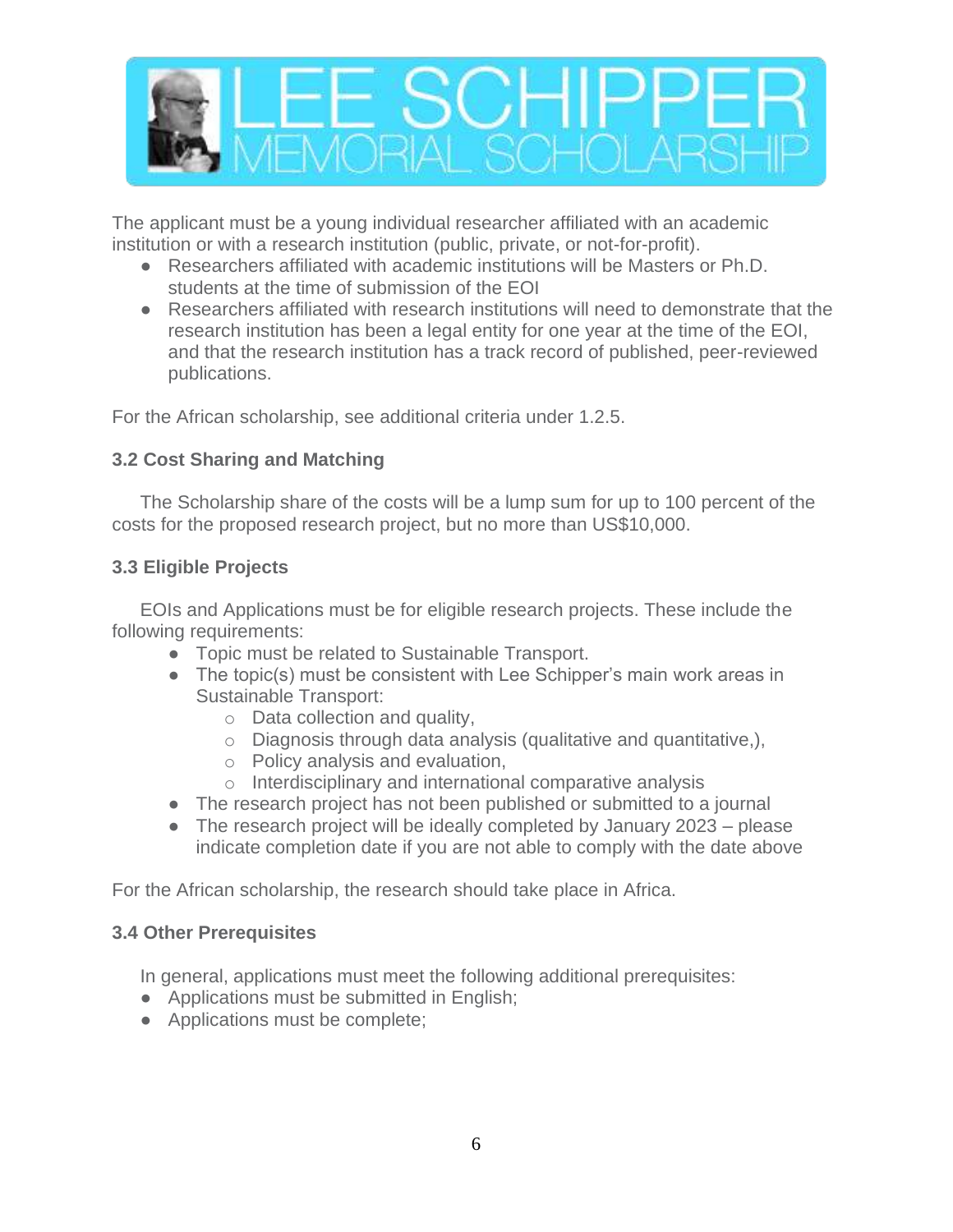The applicant must be a young individual researcher affiliated with an academic institution or with a research institution (public, private, or not-for-profit).

- Researchers affiliated with academic institutions will be Masters or Ph.D. students at the time of submission of the EOI
- Researchers affiliated with research institutions will need to demonstrate that the research institution has been a legal entity for one year at the time of the EOI, and that the research institution has a track record of published, peer-reviewed publications.

For the African scholarship, see additional criteria under 1.2.5.

### 3.2 Cost Sharing and Matching

The Scholarship share of the costs will be a lump sum for up to 100 percent of the costs for the proposed research project, but no more than US$10,000.

### 3.3 Eligible Projects

EOIs and Applications must be for eligible research projects. These include the following requirements:

- Topic must be related to Sustainable Transport.
- The topic(s) must be consistent with Lee Schipper's main work areas in Sustainable Transport:
  - Data collection and quality,
  - Diagnosis through data analysis (qualitative and quantitative,),
  - Policy analysis and evaluation,
  - Interdisciplinary and international comparative analysis
- The research project has not been published or submitted to a journal
- The research project will be ideally completed by January 2023 – please indicate completion date if you are not able to comply with the date above

For the African scholarship, the research should take place in Africa.

### 3.4 Other Prerequisites

In general, applications must meet the following additional prerequisites:

- Applications must be submitted in English;
- Applications must be complete;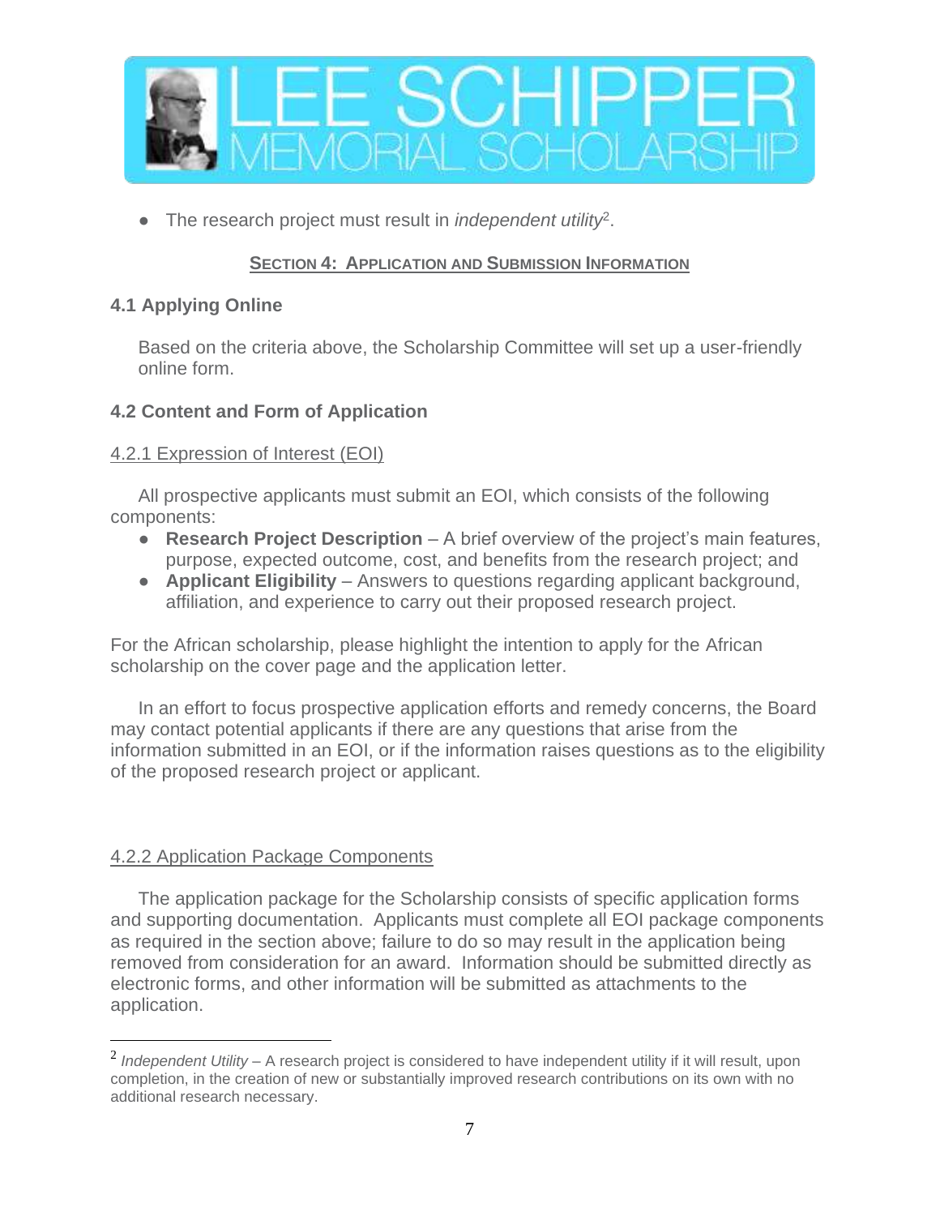- The research project must result in *independent utility*[2].

## SECTION 4: APPLICATION AND SUBMISSION INFORMATION

### 4.1 Applying Online

Based on the criteria above, the Scholarship Committee will set up a user-friendly online form.

### 4.2 Content and Form of Application

#### 4.2.1 Expression of Interest (EOI)

All prospective applicants must submit an EOI, which consists of the following components:

- **Research Project Description** – A brief overview of the project's main features, purpose, expected outcome, cost, and benefits from the research project; and
- **Applicant Eligibility** – Answers to questions regarding applicant background, affiliation, and experience to carry out their proposed research project.

For the African scholarship, please highlight the intention to apply for the African scholarship on the cover page and the application letter.

In an effort to focus prospective application efforts and remedy concerns, the Board may contact potential applicants if there are any questions that arise from the information submitted in an EOI, or if the information raises questions as to the eligibility of the proposed research project or applicant.

#### 4.2.2 Application Package Components

The application package for the Scholarship consists of specific application forms and supporting documentation. Applicants must complete all EOI package components as required in the section above; failure to do so may result in the application being removed from consideration for an award. Information should be submitted directly as electronic forms, and other information will be submitted as attachments to the application.

---

[2] *Independent Utility* – A research project is considered to have independent utility if it will result, upon completion, in the creation of new or substantially improved research contributions on its own with no additional research necessary.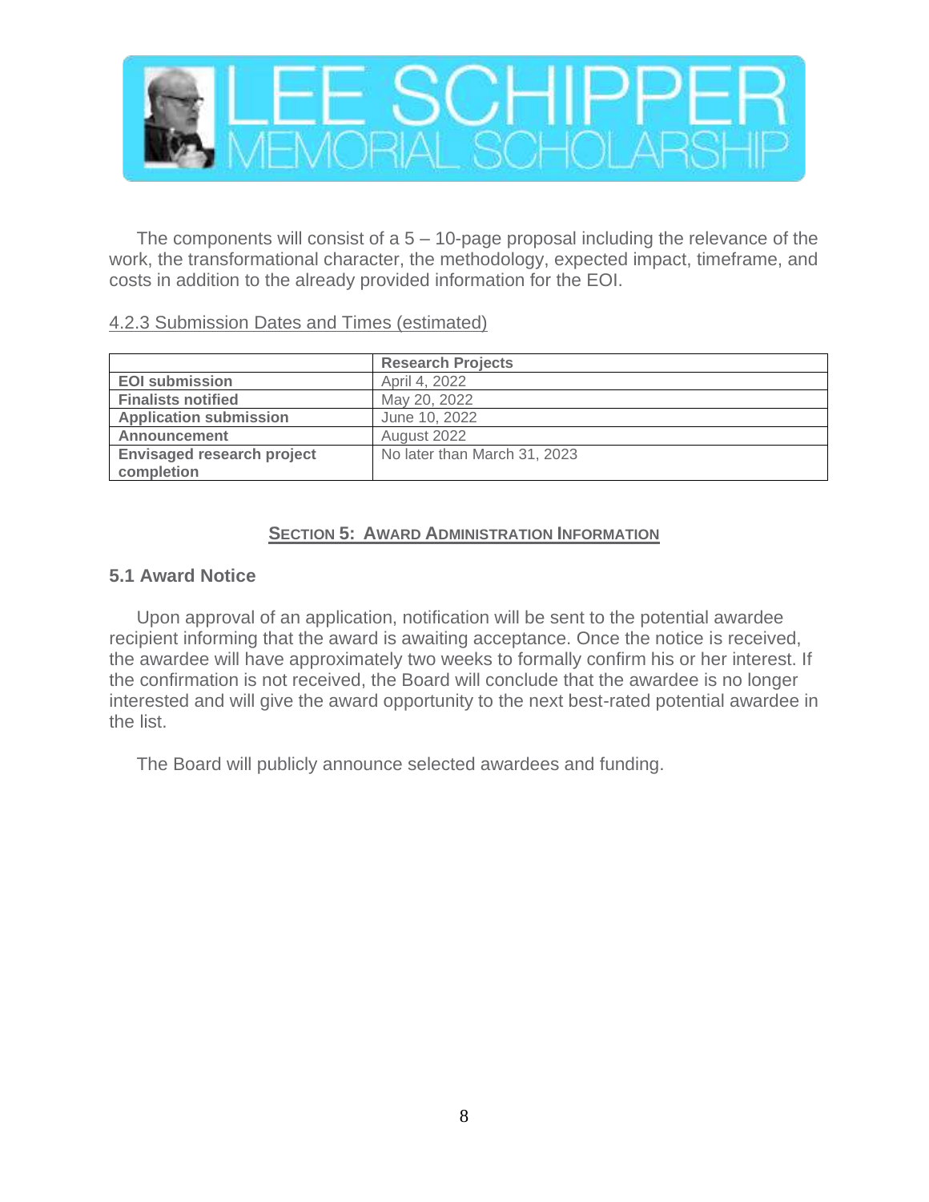The components will consist of a 5 – 10-page proposal including the relevance of the work, the transformational character, the methodology, expected impact, timeframe, and costs in addition to the already provided information for the EOI.

4.2.3 Submission Dates and Times (estimated)

| | **Research Projects** |
|---|---|
| **EOI submission** | April 4, 2022 |
| **Finalists notified** | May 20, 2022 |
| **Application submission** | June 10, 2022 |
| **Announcement** | August 2022 |
| **Envisaged research project completion** | No later than March 31, 2023 |

## SECTION 5: AWARD ADMINISTRATION INFORMATION

### 5.1 Award Notice

Upon approval of an application, notification will be sent to the potential awardee recipient informing that the award is awaiting acceptance. Once the notice is received, the awardee will have approximately two weeks to formally confirm his or her interest. If the confirmation is not received, the Board will conclude that the awardee is no longer interested and will give the award opportunity to the next best-rated potential awardee in the list.

The Board will publicly announce selected awardees and funding.